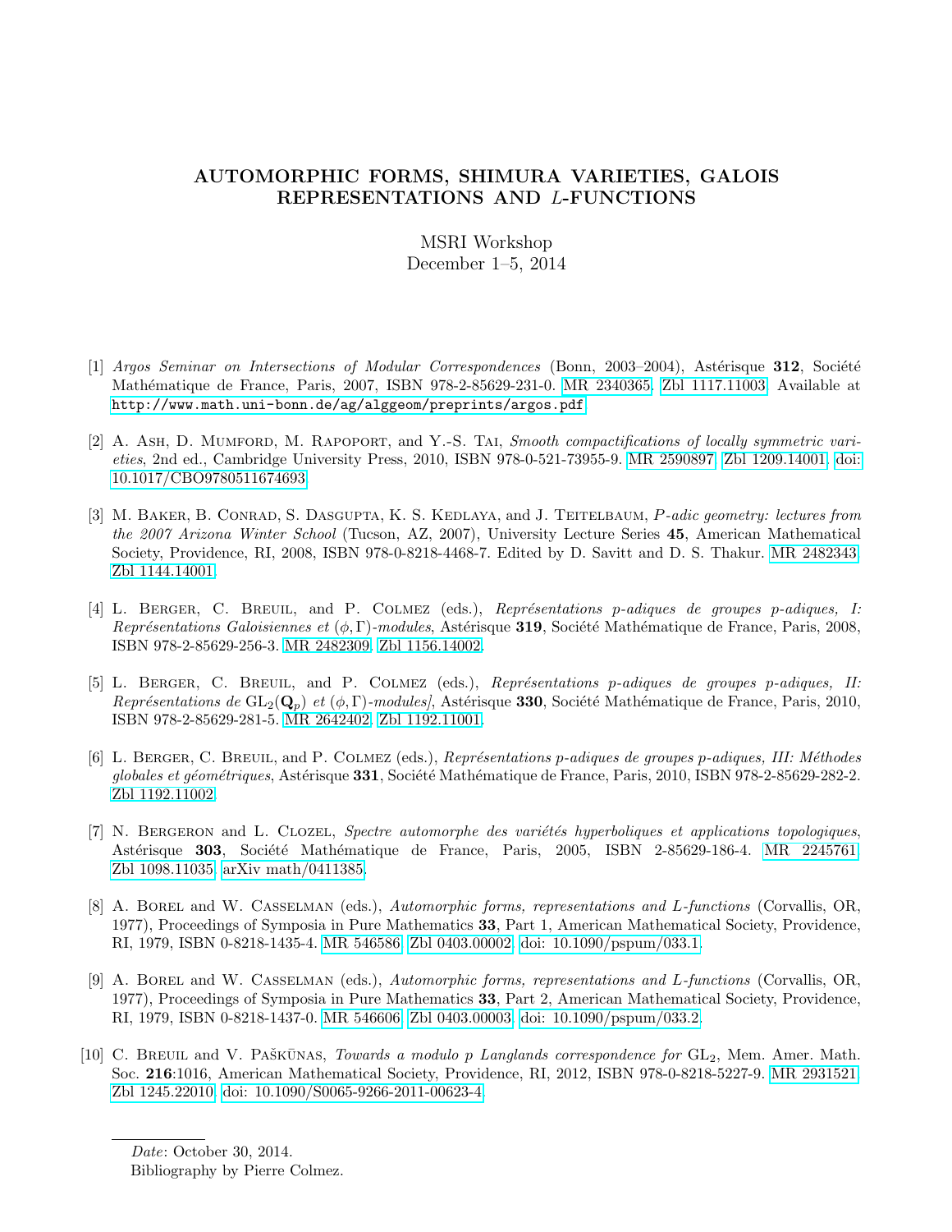# AUTOMORPHIC FORMS, SHIMURA VARIETIES, GALOIS REPRESENTATIONS AND $L$-FUNCTIONS

MSRI Workshop
December 1–5, 2014

[1] *Argos Seminar on Intersections of Modular Correspondences* (Bonn, 2003–2004), Astérisque **312**, Société Mathématique de France, Paris, 2007, ISBN 978-2-85629-231-0. MR 2340365. Zbl 1117.11003. Available at http://www.math.uni-bonn.de/ag/alggeom/preprints/argos.pdf.

[2] A. Ash, D. Mumford, M. Rapoport, and Y.-S. Tai, *Smooth compactifications of locally symmetric varieties*, 2nd ed., Cambridge University Press, 2010, ISBN 978-0-521-73955-9. MR 2590897. Zbl 1209.14001. doi: 10.1017/CBO9780511674693.

[3] M. Baker, B. Conrad, S. Dasgupta, K. S. Kedlaya, and J. Teitelbaum, *P-adic geometry: lectures from the 2007 Arizona Winter School* (Tucson, AZ, 2007), University Lecture Series **45**, American Mathematical Society, Providence, RI, 2008, ISBN 978-0-8218-4468-7. Edited by D. Savitt and D. S. Thakur. MR 2482343. Zbl 1144.14001.

[4] L. Berger, C. Breuil, and P. Colmez (eds.), *Représentations p-adiques de groupes p-adiques, I: Représentations Galoisiennes et $(\phi, \Gamma)$-modules*, Astérisque **319**, Société Mathématique de France, Paris, 2008, ISBN 978-2-85629-256-3. MR 2482309. Zbl 1156.14002.

[5] L. Berger, C. Breuil, and P. Colmez (eds.), *Représentations p-adiques de groupes p-adiques, II: Représentations de $\mathrm{GL}_2(\mathbf{Q}_p)$ et $(\phi, \Gamma)$-modules]*, Astérisque **330**, Société Mathématique de France, Paris, 2010, ISBN 978-2-85629-281-5. MR 2642402. Zbl 1192.11001.

[6] L. Berger, C. Breuil, and P. Colmez (eds.), *Représentations p-adiques de groupes p-adiques, III: Méthodes globales et géométriques*, Astérisque **331**, Société Mathématique de France, Paris, 2010, ISBN 978-2-85629-282-2. Zbl 1192.11002.

[7] N. Bergeron and L. Clozel, *Spectre automorphe des variétés hyperboliques et applications topologiques*, Astérisque **303**, Société Mathématique de France, Paris, 2005, ISBN 2-85629-186-4. MR 2245761. Zbl 1098.11035. arXiv math/0411385.

[8] A. Borel and W. Casselman (eds.), *Automorphic forms, representations and L-functions* (Corvallis, OR, 1977), Proceedings of Symposia in Pure Mathematics **33**, Part 1, American Mathematical Society, Providence, RI, 1979, ISBN 0-8218-1435-4. MR 546586. Zbl 0403.00002. doi: 10.1090/pspum/033.1.

[9] A. Borel and W. Casselman (eds.), *Automorphic forms, representations and L-functions* (Corvallis, OR, 1977), Proceedings of Symposia in Pure Mathematics **33**, Part 2, American Mathematical Society, Providence, RI, 1979, ISBN 0-8218-1437-0. MR 546606. Zbl 0403.00003. doi: 10.1090/pspum/033.2.

[10] C. Breuil and V. Paškūnas, *Towards a modulo p Langlands correspondence for* $\mathrm{GL}_2$, Mem. Amer. Math. Soc. **216**:1016, American Mathematical Society, Providence, RI, 2012, ISBN 978-0-8218-5227-9. MR 2931521. Zbl 1245.22010. doi: 10.1090/S0065-9266-2011-00623-4.

*Date*: October 30, 2014.
Bibliography by Pierre Colmez.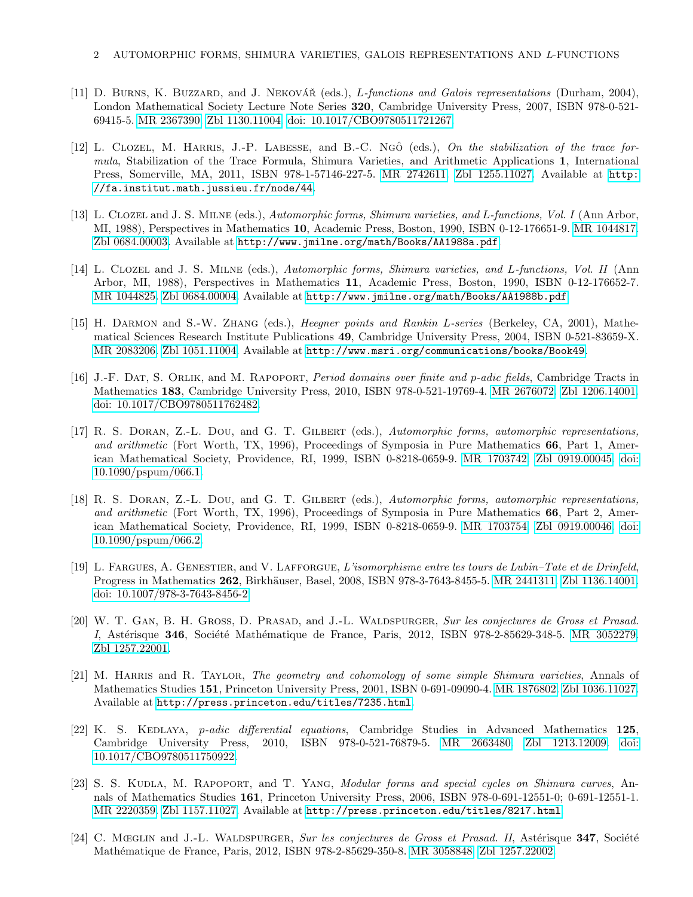[11] D. Burns, K. Buzzard, and J. Nekovář (eds.), *L-functions and Galois representations* (Durham, 2004), London Mathematical Society Lecture Note Series **320**, Cambridge University Press, 2007, ISBN 978-0-521-69415-5. MR 2367390. Zbl 1130.11004. doi: 10.1017/CBO9780511721267.

[12] L. Clozel, M. Harris, J.-P. Labesse, and B.-C. Ngô (eds.), *On the stabilization of the trace formula*, Stabilization of the Trace Formula, Shimura Varieties, and Arithmetic Applications **1**, International Press, Somerville, MA, 2011, ISBN 978-1-57146-227-5. MR 2742611. Zbl 1255.11027. Available at http://fa.institut.math.jussieu.fr/node/44.

[13] L. Clozel and J. S. Milne (eds.), *Automorphic forms, Shimura varieties, and L-functions, Vol. I* (Ann Arbor, MI, 1988), Perspectives in Mathematics **10**, Academic Press, Boston, 1990, ISBN 0-12-176651-9. MR 1044817. Zbl 0684.00003. Available at http://www.jmilne.org/math/Books/AA1988a.pdf.

[14] L. Clozel and J. S. Milne (eds.), *Automorphic forms, Shimura varieties, and L-functions, Vol. II* (Ann Arbor, MI, 1988), Perspectives in Mathematics **11**, Academic Press, Boston, 1990, ISBN 0-12-176652-7. MR 1044825. Zbl 0684.00004. Available at http://www.jmilne.org/math/Books/AA1988b.pdf.

[15] H. Darmon and S.-W. Zhang (eds.), *Heegner points and Rankin L-series* (Berkeley, CA, 2001), Mathematical Sciences Research Institute Publications **49**, Cambridge University Press, 2004, ISBN 0-521-83659-X. MR 2083206. Zbl 1051.11004. Available at http://www.msri.org/communications/books/Book49.

[16] J.-F. Dat, S. Orlik, and M. Rapoport, *Period domains over finite and p-adic fields*, Cambridge Tracts in Mathematics **183**, Cambridge University Press, 2010, ISBN 978-0-521-19769-4. MR 2676072. Zbl 1206.14001. doi: 10.1017/CBO9780511762482.

[17] R. S. Doran, Z.-L. Dou, and G. T. Gilbert (eds.), *Automorphic forms, automorphic representations, and arithmetic* (Fort Worth, TX, 1996), Proceedings of Symposia in Pure Mathematics **66**, Part 1, American Mathematical Society, Providence, RI, 1999, ISBN 0-8218-0659-9. MR 1703742. Zbl 0919.00045. doi: 10.1090/pspum/066.1.

[18] R. S. Doran, Z.-L. Dou, and G. T. Gilbert (eds.), *Automorphic forms, automorphic representations, and arithmetic* (Fort Worth, TX, 1996), Proceedings of Symposia in Pure Mathematics **66**, Part 2, American Mathematical Society, Providence, RI, 1999, ISBN 0-8218-0659-9. MR 1703754. Zbl 0919.00046. doi: 10.1090/pspum/066.2.

[19] L. Fargues, A. Genestier, and V. Lafforgue, *L'isomorphisme entre les tours de Lubin–Tate et de Drinfeld*, Progress in Mathematics **262**, Birkhäuser, Basel, 2008, ISBN 978-3-7643-8455-5. MR 2441311. Zbl 1136.14001. doi: 10.1007/978-3-7643-8456-2.

[20] W. T. Gan, B. H. Gross, D. Prasad, and J.-L. Waldspurger, *Sur les conjectures de Gross et Prasad. I*, Astérisque **346**, Société Mathématique de France, Paris, 2012, ISBN 978-2-85629-348-5. MR 3052279. Zbl 1257.22001.

[21] M. Harris and R. Taylor, *The geometry and cohomology of some simple Shimura varieties*, Annals of Mathematics Studies **151**, Princeton University Press, 2001, ISBN 0-691-09090-4. MR 1876802. Zbl 1036.11027. Available at http://press.princeton.edu/titles/7235.html.

[22] K. S. Kedlaya, *p-adic differential equations*, Cambridge Studies in Advanced Mathematics **125**, Cambridge University Press, 2010, ISBN 978-0-521-76879-5. MR 2663480. Zbl 1213.12009. doi: 10.1017/CBO9780511750922.

[23] S. S. Kudla, M. Rapoport, and T. Yang, *Modular forms and special cycles on Shimura curves*, Annals of Mathematics Studies **161**, Princeton University Press, 2006, ISBN 978-0-691-12551-0; 0-691-12551-1. MR 2220359. Zbl 1157.11027. Available at http://press.princeton.edu/titles/8217.html.

[24] C. Mœglin and J.-L. Waldspurger, *Sur les conjectures de Gross et Prasad. II*, Astérisque **347**, Société Mathématique de France, Paris, 2012, ISBN 978-2-85629-350-8. MR 3058848. Zbl 1257.22002.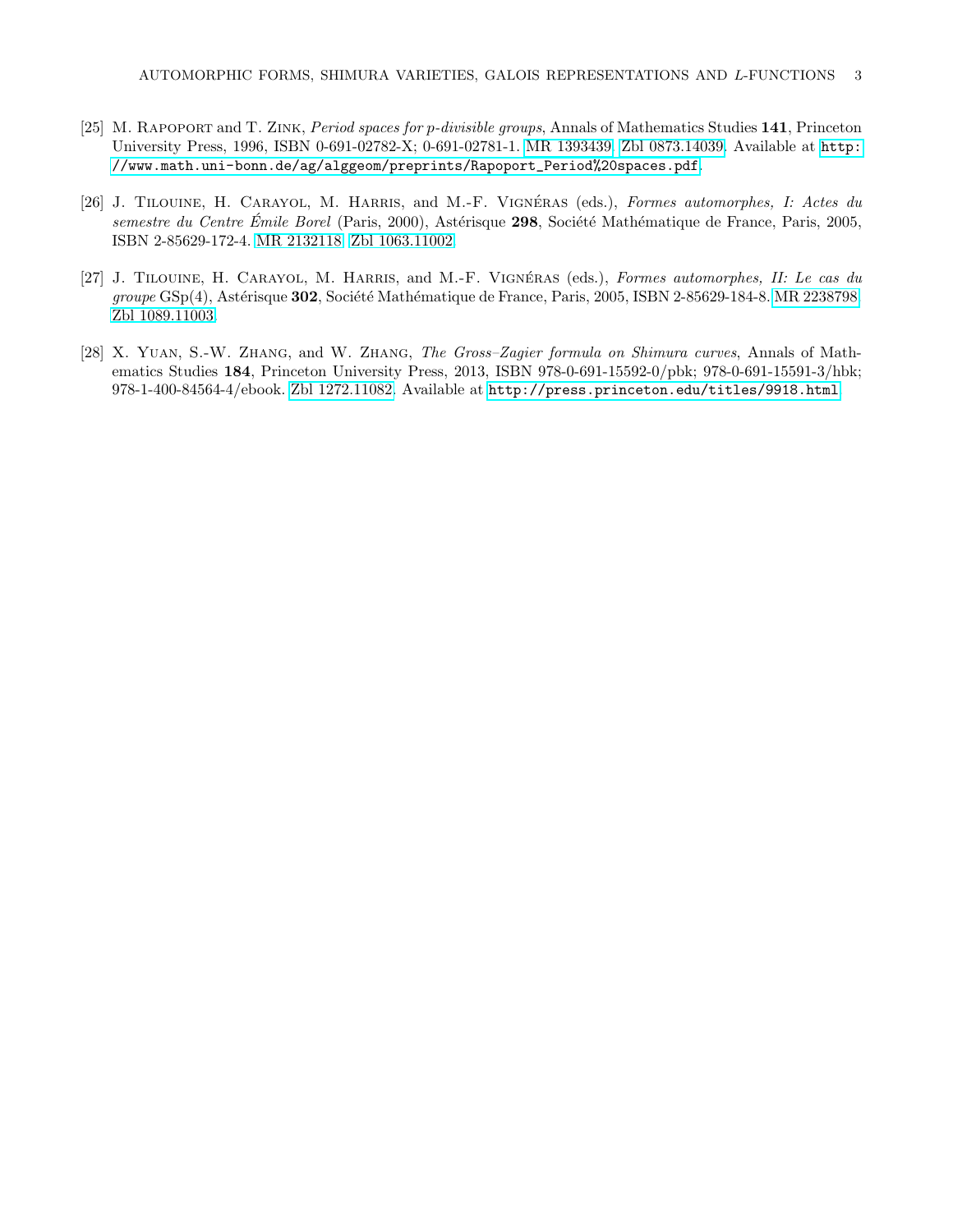[25] M. Rapoport and T. Zink, *Period spaces for p-divisible groups*, Annals of Mathematics Studies **141**, Princeton University Press, 1996, ISBN 0-691-02782-X; 0-691-02781-1. MR 1393439. Zbl 0873.14039. Available at http://www.math.uni-bonn.de/ag/alggeom/preprints/Rapoport_Period%20spaces.pdf.

[26] J. Tilouine, H. Carayol, M. Harris, and M.-F. Vignéras (eds.), *Formes automorphes, I: Actes du semestre du Centre Émile Borel* (Paris, 2000), Astérisque **298**, Société Mathématique de France, Paris, 2005, ISBN 2-85629-172-4. MR 2132118. Zbl 1063.11002.

[27] J. Tilouine, H. Carayol, M. Harris, and M.-F. Vignéras (eds.), *Formes automorphes, II: Le cas du groupe* GSp(4), Astérisque **302**, Société Mathématique de France, Paris, 2005, ISBN 2-85629-184-8. MR 2238798. Zbl 1089.11003.

[28] X. Yuan, S.-W. Zhang, and W. Zhang, *The Gross–Zagier formula on Shimura curves*, Annals of Mathematics Studies **184**, Princeton University Press, 2013, ISBN 978-0-691-15592-0/pbk; 978-0-691-15591-3/hbk; 978-1-400-84564-4/ebook. Zbl 1272.11082. Available at http://press.princeton.edu/titles/9918.html.